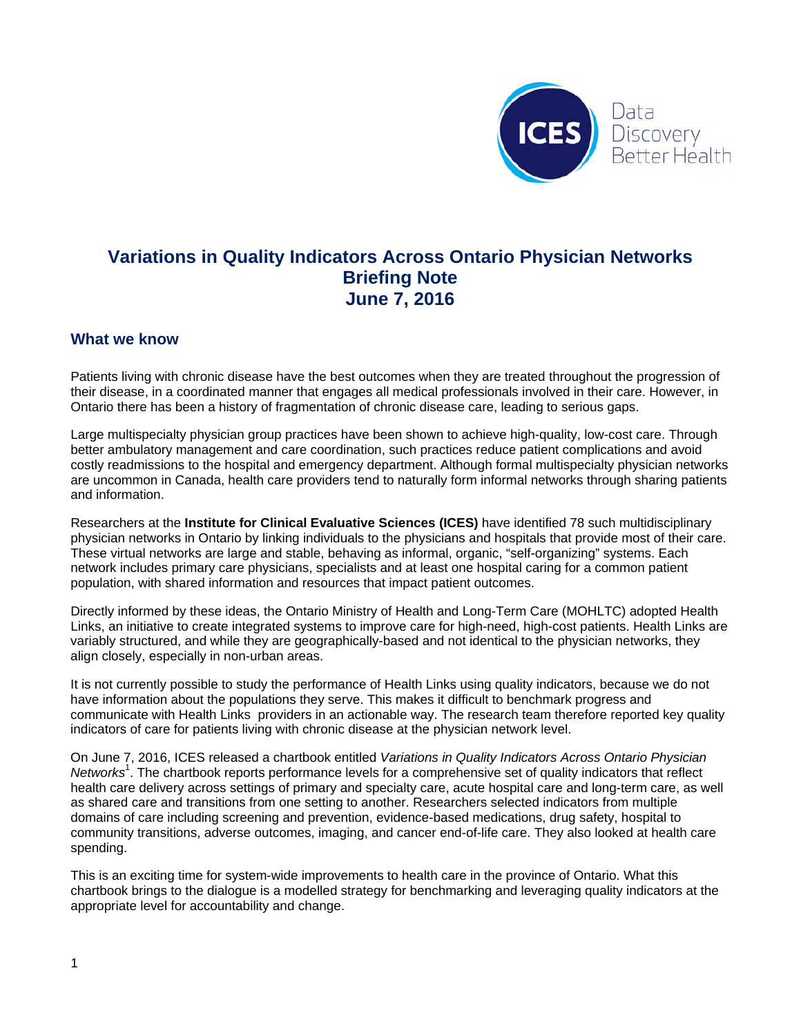# Variations in Quality Indicators Across Ontario Physician Networks
# Briefing Note
# June 7, 2016

## What we know

Patients living with chronic disease have the best outcomes when they are treated throughout the progression of their disease, in a coordinated manner that engages all medical professionals involved in their care. However, in Ontario there has been a history of fragmentation of chronic disease care, leading to serious gaps.

Large multispecialty physician group practices have been shown to achieve high-quality, low-cost care. Through better ambulatory management and care coordination, such practices reduce patient complications and avoid costly readmissions to the hospital and emergency department. Although formal multispecialty physician networks are uncommon in Canada, health care providers tend to naturally form informal networks through sharing patients and information.

Researchers at the **Institute for Clinical Evaluative Sciences (ICES)** have identified 78 such multidisciplinary physician networks in Ontario by linking individuals to the physicians and hospitals that provide most of their care. These virtual networks are large and stable, behaving as informal, organic, "self-organizing" systems. Each network includes primary care physicians, specialists and at least one hospital caring for a common patient population, with shared information and resources that impact patient outcomes.

Directly informed by these ideas, the Ontario Ministry of Health and Long-Term Care (MOHLTC) adopted Health Links, an initiative to create integrated systems to improve care for high-need, high-cost patients. Health Links are variably structured, and while they are geographically-based and not identical to the physician networks, they align closely, especially in non-urban areas.

It is not currently possible to study the performance of Health Links using quality indicators, because we do not have information about the populations they serve. This makes it difficult to benchmark progress and communicate with Health Links providers in an actionable way. The research team therefore reported key quality indicators of care for patients living with chronic disease at the physician network level.

On June 7, 2016, ICES released a chartbook entitled *Variations in Quality Indicators Across Ontario Physician Networks*[1]. The chartbook reports performance levels for a comprehensive set of quality indicators that reflect health care delivery across settings of primary and specialty care, acute hospital care and long-term care, as well as shared care and transitions from one setting to another. Researchers selected indicators from multiple domains of care including screening and prevention, evidence-based medications, drug safety, hospital to community transitions, adverse outcomes, imaging, and cancer end-of-life care. They also looked at health care spending.

This is an exciting time for system-wide improvements to health care in the province of Ontario. What this chartbook brings to the dialogue is a modelled strategy for benchmarking and leveraging quality indicators at the appropriate level for accountability and change.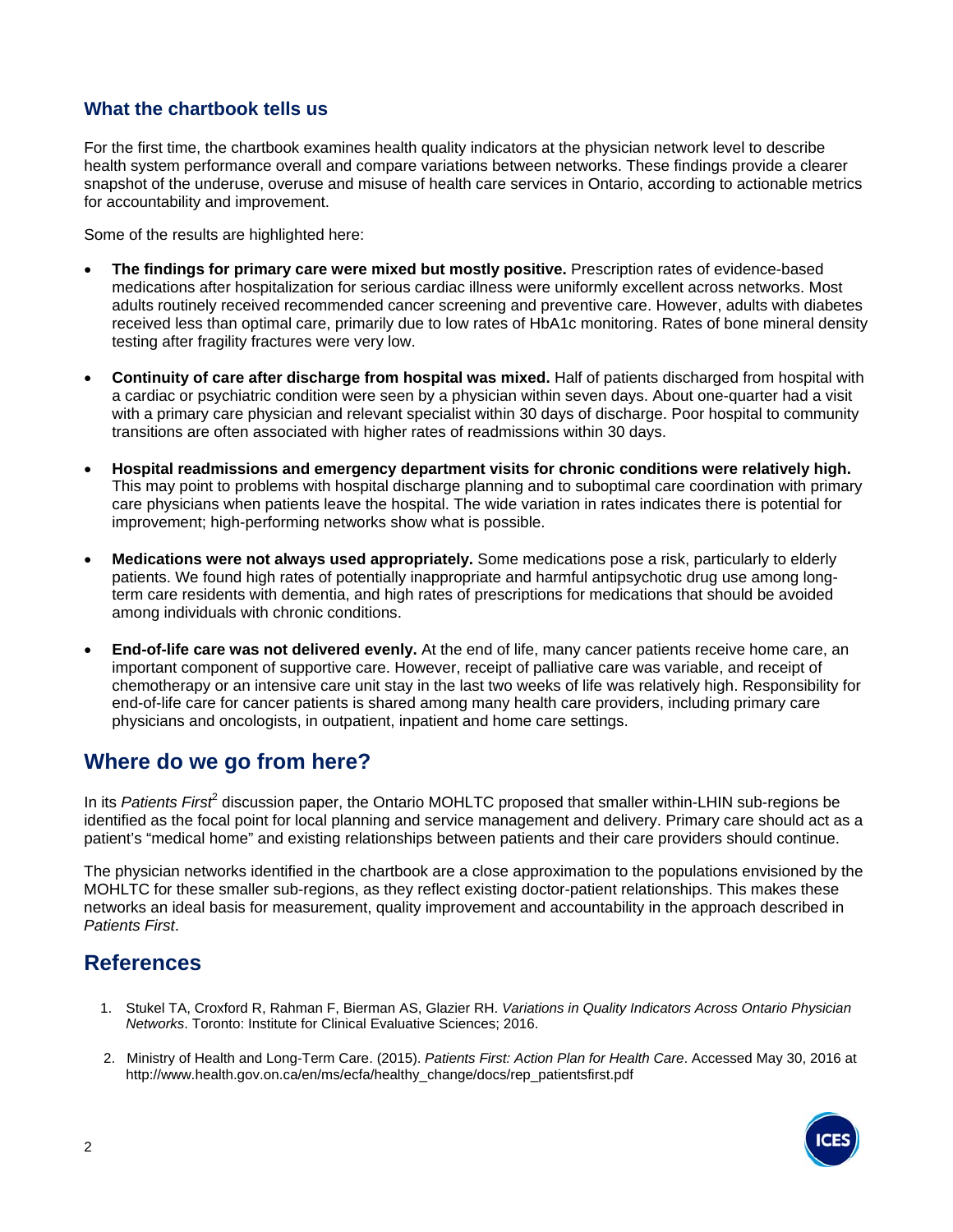## What the chartbook tells us

For the first time, the chartbook examines health quality indicators at the physician network level to describe health system performance overall and compare variations between networks. These findings provide a clearer snapshot of the underuse, overuse and misuse of health care services in Ontario, according to actionable metrics for accountability and improvement.

Some of the results are highlighted here:

- **The findings for primary care were mixed but mostly positive.** Prescription rates of evidence-based medications after hospitalization for serious cardiac illness were uniformly excellent across networks. Most adults routinely received recommended cancer screening and preventive care. However, adults with diabetes received less than optimal care, primarily due to low rates of HbA1c monitoring. Rates of bone mineral density testing after fragility fractures were very low.

- **Continuity of care after discharge from hospital was mixed.** Half of patients discharged from hospital with a cardiac or psychiatric condition were seen by a physician within seven days. About one-quarter had a visit with a primary care physician and relevant specialist within 30 days of discharge. Poor hospital to community transitions are often associated with higher rates of readmissions within 30 days.

- **Hospital readmissions and emergency department visits for chronic conditions were relatively high.** This may point to problems with hospital discharge planning and to suboptimal care coordination with primary care physicians when patients leave the hospital. The wide variation in rates indicates there is potential for improvement; high-performing networks show what is possible.

- **Medications were not always used appropriately.** Some medications pose a risk, particularly to elderly patients. We found high rates of potentially inappropriate and harmful antipsychotic drug use among long-term care residents with dementia, and high rates of prescriptions for medications that should be avoided among individuals with chronic conditions.

- **End-of-life care was not delivered evenly.** At the end of life, many cancer patients receive home care, an important component of supportive care. However, receipt of palliative care was variable, and receipt of chemotherapy or an intensive care unit stay in the last two weeks of life was relatively high. Responsibility for end-of-life care for cancer patients is shared among many health care providers, including primary care physicians and oncologists, in outpatient, inpatient and home care settings.

## Where do we go from here?

In its *Patients First*[2] discussion paper, the Ontario MOHLTC proposed that smaller within-LHIN sub-regions be identified as the focal point for local planning and service management and delivery. Primary care should act as a patient's "medical home" and existing relationships between patients and their care providers should continue.

The physician networks identified in the chartbook are a close approximation to the populations envisioned by the MOHLTC for these smaller sub-regions, as they reflect existing doctor-patient relationships. This makes these networks an ideal basis for measurement, quality improvement and accountability in the approach described in *Patients First*.

## References

1. Stukel TA, Croxford R, Rahman F, Bierman AS, Glazier RH. *Variations in Quality Indicators Across Ontario Physician Networks*. Toronto: Institute for Clinical Evaluative Sciences; 2016.
2. Ministry of Health and Long-Term Care. (2015). *Patients First: Action Plan for Health Care*. Accessed May 30, 2016 at http://www.health.gov.on.ca/en/ms/ecfa/healthy_change/docs/rep_patientsfirst.pdf